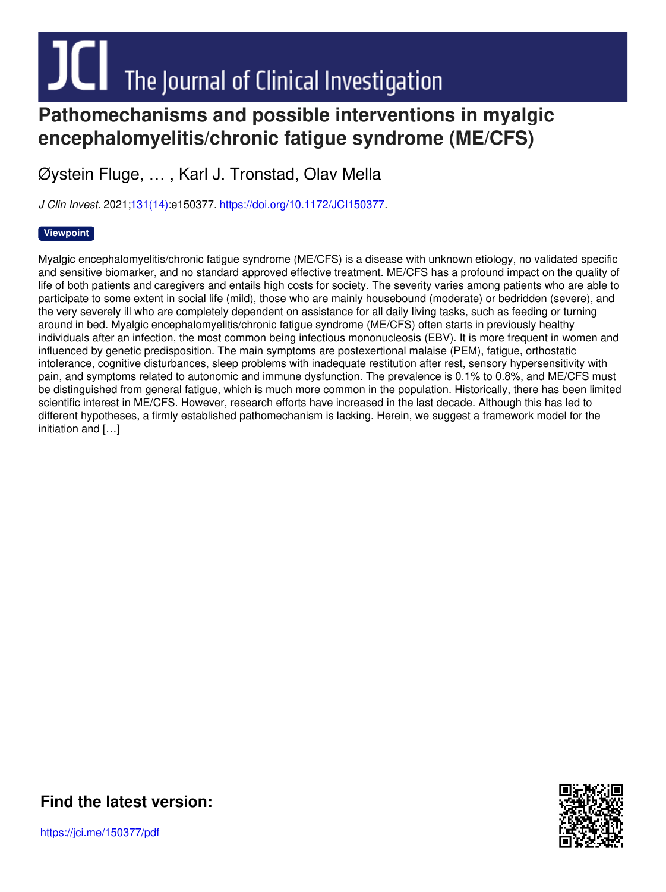# Pathomechanisms and possible interventions in myalgic encephalomyelitis/chronic fatigue syndrome (ME/CFS)

Øystein Fluge, … , Karl J. Tronstad, Olav Mella

*J Clin Invest.* 2021;131(14):e150377. https://doi.org/10.1172/JCI150377.

**Viewpoint**

Myalgic encephalomyelitis/chronic fatigue syndrome (ME/CFS) is a disease with unknown etiology, no validated specific and sensitive biomarker, and no standard approved effective treatment. ME/CFS has a profound impact on the quality of life of both patients and caregivers and entails high costs for society. The severity varies among patients who are able to participate to some extent in social life (mild), those who are mainly housebound (moderate) or bedridden (severe), and the very severely ill who are completely dependent on assistance for all daily living tasks, such as feeding or turning around in bed. Myalgic encephalomyelitis/chronic fatigue syndrome (ME/CFS) often starts in previously healthy individuals after an infection, the most common being infectious mononucleosis (EBV). It is more frequent in women and influenced by genetic predisposition. The main symptoms are postexertional malaise (PEM), fatigue, orthostatic intolerance, cognitive disturbances, sleep problems with inadequate restitution after rest, sensory hypersensitivity with pain, and symptoms related to autonomic and immune dysfunction. The prevalence is 0.1% to 0.8%, and ME/CFS must be distinguished from general fatigue, which is much more common in the population. Historically, there has been limited scientific interest in ME/CFS. However, research efforts have increased in the last decade. Although this has led to different hypotheses, a firmly established pathomechanism is lacking. Herein, we suggest a framework model for the initiation and […]

**Find the latest version:**

https://jci.me/150377/pdf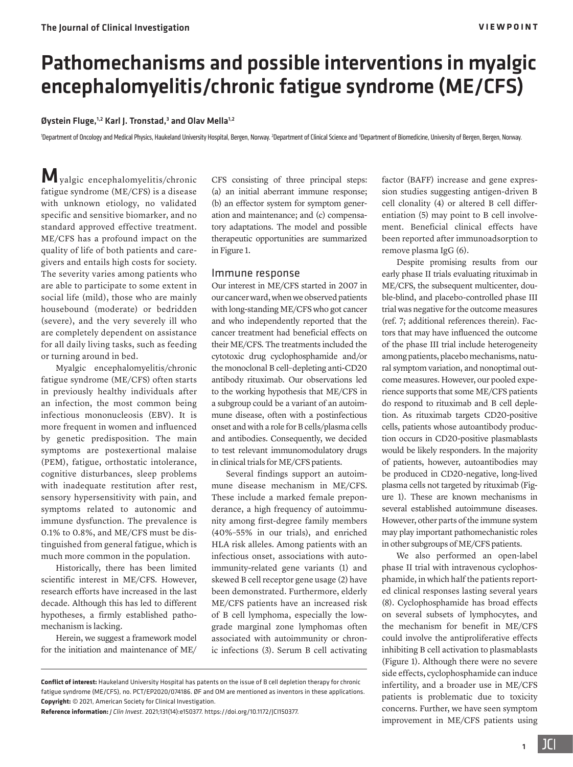# Pathomechanisms and possible interventions in myalgic encephalomyelitis/chronic fatigue syndrome (ME/CFS)

**Øystein Fluge,[1,2] Karl J. Tronstad,[3] and Olav Mella[1,2]**

[1]Department of Oncology and Medical Physics, Haukeland University Hospital, Bergen, Norway. [2]Department of Clinical Science and [3]Department of Biomedicine, University of Bergen, Bergen, Norway.

Myalgic encephalomyelitis/chronic fatigue syndrome (ME/CFS) is a disease with unknown etiology, no validated specific and sensitive biomarker, and no standard approved effective treatment. ME/CFS has a profound impact on the quality of life of both patients and caregivers and entails high costs for society. The severity varies among patients who are able to participate to some extent in social life (mild), those who are mainly housebound (moderate) or bedridden (severe), and the very severely ill who are completely dependent on assistance for all daily living tasks, such as feeding or turning around in bed.

Myalgic encephalomyelitis/chronic fatigue syndrome (ME/CFS) often starts in previously healthy individuals after an infection, the most common being infectious mononucleosis (EBV). It is more frequent in women and influenced by genetic predisposition. The main symptoms are postexertional malaise (PEM), fatigue, orthostatic intolerance, cognitive disturbances, sleep problems with inadequate restitution after rest, sensory hypersensitivity with pain, and symptoms related to autonomic and immune dysfunction. The prevalence is 0.1% to 0.8%, and ME/CFS must be distinguished from general fatigue, which is much more common in the population.

Historically, there has been limited scientific interest in ME/CFS. However, research efforts have increased in the last decade. Although this has led to different hypotheses, a firmly established pathomechanism is lacking.

Herein, we suggest a framework model for the initiation and maintenance of ME/CFS consisting of three principal steps: (a) an initial aberrant immune response; (b) an effector system for symptom generation and maintenance; and (c) compensatory adaptations. The model and possible therapeutic opportunities are summarized in Figure 1.

## Immune response

Our interest in ME/CFS started in 2007 in our cancer ward, when we observed patients with long-standing ME/CFS who got cancer and who independently reported that the cancer treatment had beneficial effects on their ME/CFS. The treatments included the cytotoxic drug cyclophosphamide and/or the monoclonal B cell–depleting anti-CD20 antibody rituximab. Our observations led to the working hypothesis that ME/CFS in a subgroup could be a variant of an autoimmune disease, often with a postinfectious onset and with a role for B cells/plasma cells and antibodies. Consequently, we decided to test relevant immunomodulatory drugs in clinical trials for ME/CFS patients.

Several findings support an autoimmune disease mechanism in ME/CFS. These include a marked female preponderance, a high frequency of autoimmunity among first-degree family members (40%–55% in our trials), and enriched HLA risk alleles. Among patients with an infectious onset, associations with autoimmunity-related gene variants (1) and skewed B cell receptor gene usage (2) have been demonstrated. Furthermore, elderly ME/CFS patients have an increased risk of B cell lymphoma, especially the low-grade marginal zone lymphomas often associated with autoimmunity or chronic infections (3). Serum B cell activating factor (BAFF) increase and gene expression studies suggesting antigen-driven B cell clonality (4) or altered B cell differentiation (5) may point to B cell involvement. Beneficial clinical effects have been reported after immunoadsorption to remove plasma IgG (6).

Despite promising results from our early phase II trials evaluating rituximab in ME/CFS, the subsequent multicenter, double-blind, and placebo-controlled phase III trial was negative for the outcome measures (ref. 7; additional references therein). Factors that may have influenced the outcome of the phase III trial include heterogeneity among patients, placebo mechanisms, natural symptom variation, and nonoptimal outcome measures. However, our pooled experience supports that some ME/CFS patients do respond to rituximab and B cell depletion. As rituximab targets CD20-positive cells, patients whose autoantibody production occurs in CD20-positive plasmablasts would be likely responders. In the majority of patients, however, autoantibodies may be produced in CD20-negative, long-lived plasma cells not targeted by rituximab (Figure 1). These are known mechanisms in several established autoimmune diseases. However, other parts of the immune system may play important pathomechanistic roles in other subgroups of ME/CFS patients.

We also performed an open-label phase II trial with intravenous cyclophosphamide, in which half the patients reported clinical responses lasting several years (8). Cyclophosphamide has broad effects on several subsets of lymphocytes, and the mechanism for benefit in ME/CFS could involve the antiproliferative effects inhibiting B cell activation to plasmablasts (Figure 1). Although there were no severe side effects, cyclophosphamide can induce infertility, and a broader use in ME/CFS patients is problematic due to toxicity concerns. Further, we have seen symptom improvement in ME/CFS patients using

**Conflict of interest:** Haukeland University Hospital has patents on the issue of B cell depletion therapy for chronic fatigue syndrome (ME/CFS), no. PCT/EP2020/074186. ØF and OM are mentioned as inventors in these applications.
**Copyright:** © 2021, American Society for Clinical Investigation.
**Reference information:** *J Clin Invest*. 2021;131(14):e150377. https://doi.org/10.1172/JCI150377.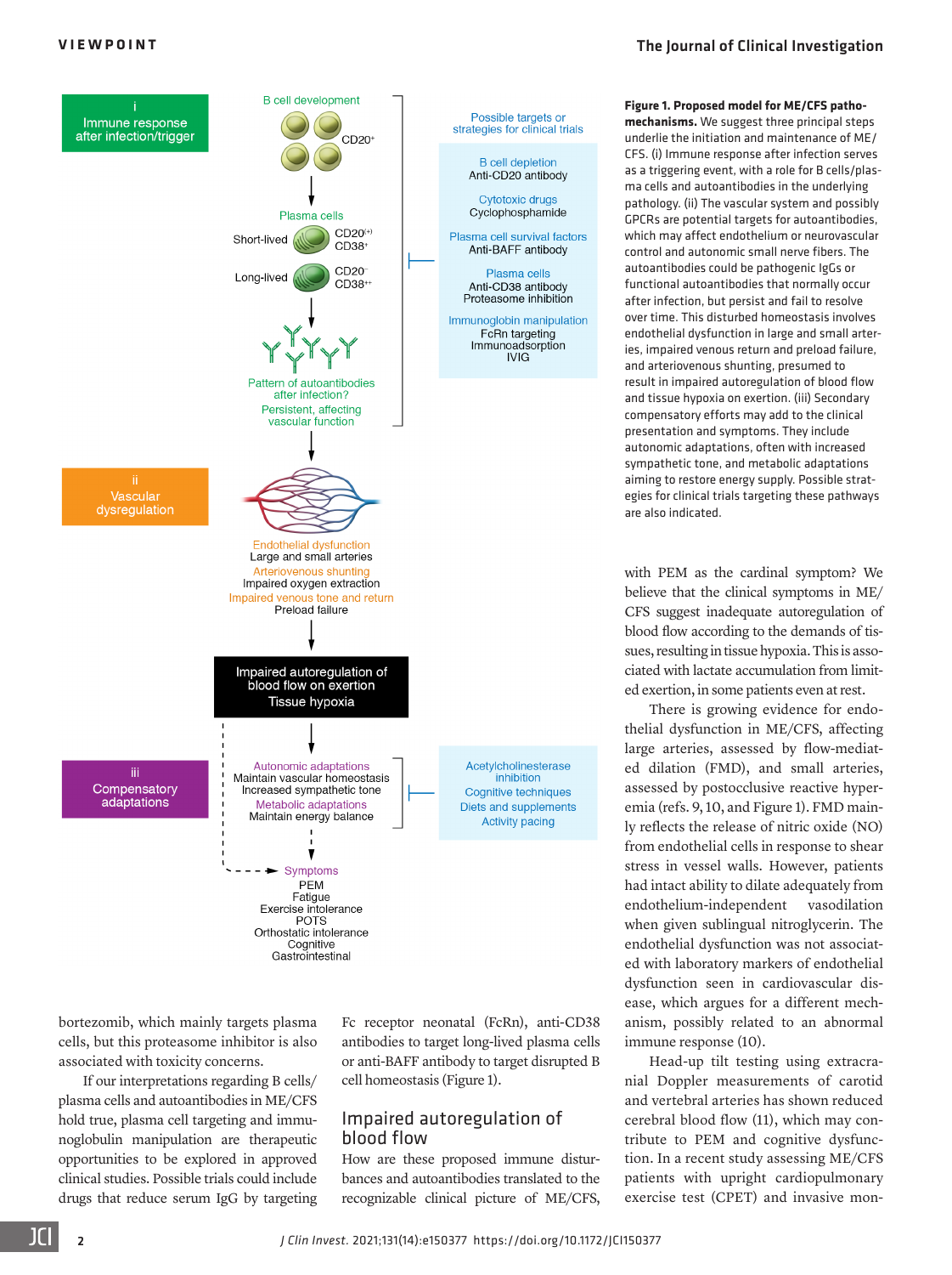**Figure 1. Proposed model for ME/CFS pathomechanisms.** We suggest three principal steps underlie the initiation and maintenance of ME/CFS. (i) Immune response after infection serves as a triggering event, with a role for B cells/plasma cells and autoantibodies in the underlying pathology. (ii) The vascular system and possibly GPCRs are potential targets for autoantibodies, which may affect endothelium or neurovascular control and autonomic small nerve fibers. The autoantibodies could be pathogenic IgGs or functional autoantibodies that normally occur after infection, but persist and fail to resolve over time. This disturbed homeostasis involves endothelial dysfunction in large and small arteries, impaired venous return and preload failure, and arteriovenous shunting, presumed to result in impaired autoregulation of blood flow and tissue hypoxia on exertion. (iii) Secondary compensatory efforts may add to the clinical presentation and symptoms. They include autonomic adaptations, often with increased sympathetic tone, and metabolic adaptations aiming to restore energy supply. Possible strategies for clinical trials targeting these pathways are also indicated.

bortezomib, which mainly targets plasma cells, but this proteasome inhibitor is also associated with toxicity concerns.

If our interpretations regarding B cells/plasma cells and autoantibodies in ME/CFS hold true, plasma cell targeting and immunoglobulin manipulation are therapeutic opportunities to be explored in approved clinical studies. Possible trials could include drugs that reduce serum IgG by targeting Fc receptor neonatal (FcRn), anti-CD38 antibodies to target long-lived plasma cells or anti-BAFF antibody to target disrupted B cell homeostasis (Figure 1).

## Impaired autoregulation of blood flow

How are these proposed immune disturbances and autoantibodies translated to the recognizable clinical picture of ME/CFS, with PEM as the cardinal symptom? We believe that the clinical symptoms in ME/CFS suggest inadequate autoregulation of blood flow according to the demands of tissues, resulting in tissue hypoxia. This is associated with lactate accumulation from limited exertion, in some patients even at rest.

There is growing evidence for endothelial dysfunction in ME/CFS, affecting large arteries, assessed by flow-mediated dilation (FMD), and small arteries, assessed by postocclusive reactive hyperemia (refs. 9, 10, and Figure 1). FMD mainly reflects the release of nitric oxide (NO) from endothelial cells in response to shear stress in vessel walls. However, patients had intact ability to dilate adequately from endothelium-independent vasodilation when given sublingual nitroglycerin. The endothelial dysfunction was not associated with laboratory markers of endothelial dysfunction seen in cardiovascular disease, which argues for a different mechanism, possibly related to an abnormal immune response (10).

Head-up tilt testing using extracranial Doppler measurements of carotid and vertebral arteries has shown reduced cerebral blood flow (11), which may contribute to PEM and cognitive dysfunction. In a recent study assessing ME/CFS patients with upright cardiopulmonary exercise test (CPET) and invasive mon-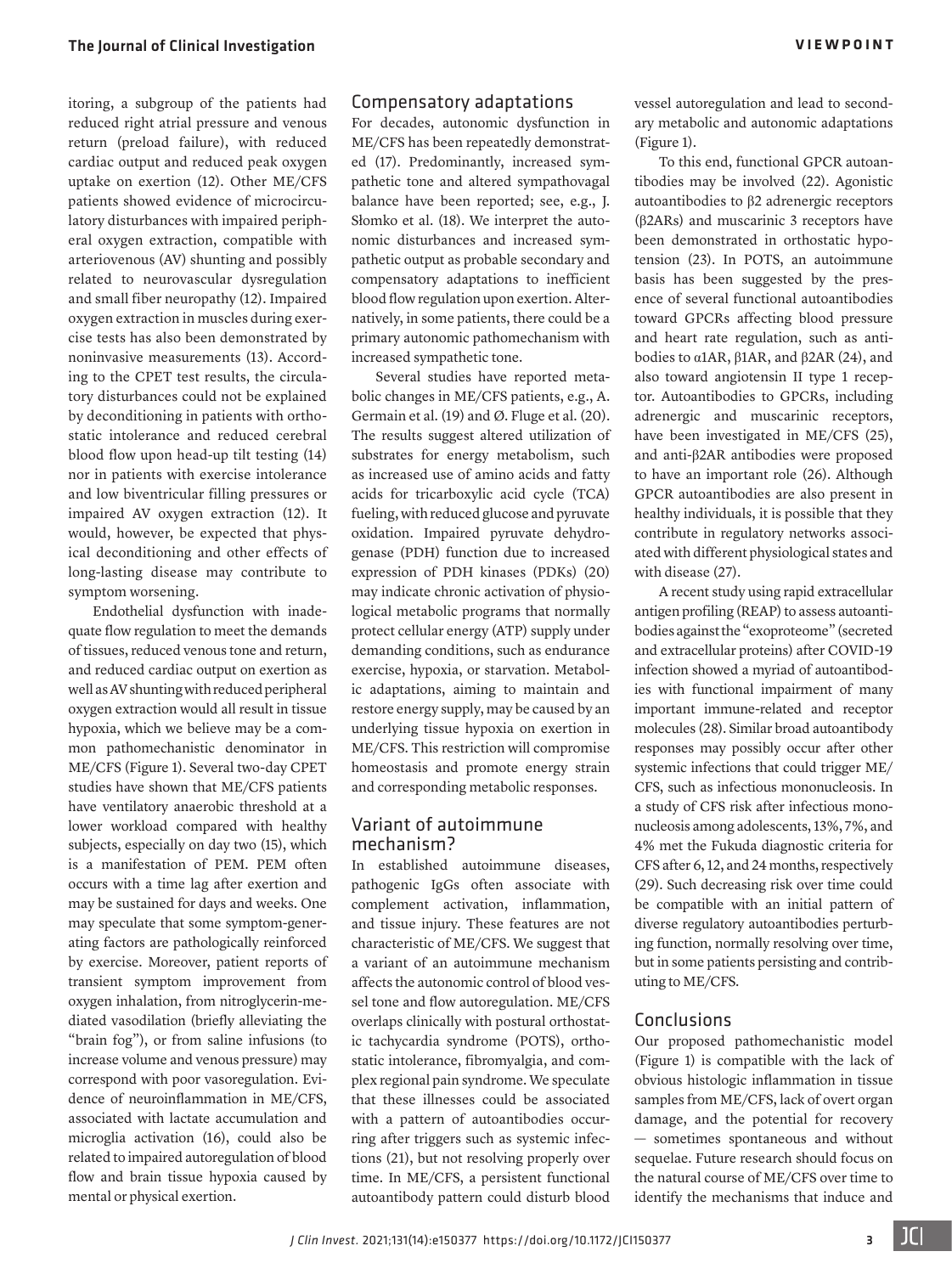itoring, a subgroup of the patients had reduced right atrial pressure and venous return (preload failure), with reduced cardiac output and reduced peak oxygen uptake on exertion (12). Other ME/CFS patients showed evidence of microcirculatory disturbances with impaired peripheral oxygen extraction, compatible with arteriovenous (AV) shunting and possibly related to neurovascular dysregulation and small fiber neuropathy (12). Impaired oxygen extraction in muscles during exercise tests has also been demonstrated by noninvasive measurements (13). According to the CPET test results, the circulatory disturbances could not be explained by deconditioning in patients with orthostatic intolerance and reduced cerebral blood flow upon head-up tilt testing (14) nor in patients with exercise intolerance and low biventricular filling pressures or impaired AV oxygen extraction (12). It would, however, be expected that physical deconditioning and other effects of long-lasting disease may contribute to symptom worsening.

Endothelial dysfunction with inadequate flow regulation to meet the demands of tissues, reduced venous tone and return, and reduced cardiac output on exertion as well as AV shunting with reduced peripheral oxygen extraction would all result in tissue hypoxia, which we believe may be a common pathomechanistic denominator in ME/CFS (Figure 1). Several two-day CPET studies have shown that ME/CFS patients have ventilatory anaerobic threshold at a lower workload compared with healthy subjects, especially on day two (15), which is a manifestation of PEM. PEM often occurs with a time lag after exertion and may be sustained for days and weeks. One may speculate that some symptom-generating factors are pathologically reinforced by exercise. Moreover, patient reports of transient symptom improvement from oxygen inhalation, from nitroglycerin-mediated vasodilation (briefly alleviating the "brain fog"), or from saline infusions (to increase volume and venous pressure) may correspond with poor vasoregulation. Evidence of neuroinflammation in ME/CFS, associated with lactate accumulation and microglia activation (16), could also be related to impaired autoregulation of blood flow and brain tissue hypoxia caused by mental or physical exertion.

## Compensatory adaptations

For decades, autonomic dysfunction in ME/CFS has been repeatedly demonstrated (17). Predominantly, increased sympathetic tone and altered sympathovagal balance have been reported; see, e.g., J. Słomko et al. (18). We interpret the autonomic disturbances and increased sympathetic output as probable secondary and compensatory adaptations to inefficient blood flow regulation upon exertion. Alternatively, in some patients, there could be a primary autonomic pathomechanism with increased sympathetic tone.

Several studies have reported metabolic changes in ME/CFS patients, e.g., A. Germain et al. (19) and Ø. Fluge et al. (20). The results suggest altered utilization of substrates for energy metabolism, such as increased use of amino acids and fatty acids for tricarboxylic acid cycle (TCA) fueling, with reduced glucose and pyruvate oxidation. Impaired pyruvate dehydrogenase (PDH) function due to increased expression of PDH kinases (PDKs) (20) may indicate chronic activation of physiological metabolic programs that normally protect cellular energy (ATP) supply under demanding conditions, such as endurance exercise, hypoxia, or starvation. Metabolic adaptations, aiming to maintain and restore energy supply, may be caused by an underlying tissue hypoxia on exertion in ME/CFS. This restriction will compromise homeostasis and promote energy strain and corresponding metabolic responses.

## Variant of autoimmune mechanism?

In established autoimmune diseases, pathogenic IgGs often associate with complement activation, inflammation, and tissue injury. These features are not characteristic of ME/CFS. We suggest that a variant of an autoimmune mechanism affects the autonomic control of blood vessel tone and flow autoregulation. ME/CFS overlaps clinically with postural orthostatic tachycardia syndrome (POTS), orthostatic intolerance, fibromyalgia, and complex regional pain syndrome. We speculate that these illnesses could be associated with a pattern of autoantibodies occurring after triggers such as systemic infections (21), but not resolving properly over time. In ME/CFS, a persistent functional autoantibody pattern could disturb blood vessel autoregulation and lead to secondary metabolic and autonomic adaptations (Figure 1).

To this end, functional GPCR autoantibodies may be involved (22). Agonistic autoantibodies to β2 adrenergic receptors (β2ARs) and muscarinic 3 receptors have been demonstrated in orthostatic hypotension (23). In POTS, an autoimmune basis has been suggested by the presence of several functional autoantibodies toward GPCRs affecting blood pressure and heart rate regulation, such as antibodies to α1AR, β1AR, and β2AR (24), and also toward angiotensin II type 1 receptor. Autoantibodies to GPCRs, including adrenergic and muscarinic receptors, have been investigated in ME/CFS (25), and anti-β2AR antibodies were proposed to have an important role (26). Although GPCR autoantibodies are also present in healthy individuals, it is possible that they contribute in regulatory networks associated with different physiological states and with disease (27).

A recent study using rapid extracellular antigen profiling (REAP) to assess autoantibodies against the "exoproteome" (secreted and extracellular proteins) after COVID-19 infection showed a myriad of autoantibodies with functional impairment of many important immune-related and receptor molecules (28). Similar broad autoantibody responses may possibly occur after other systemic infections that could trigger ME/CFS, such as infectious mononucleosis. In a study of CFS risk after infectious mononucleosis among adolescents, 13%, 7%, and 4% met the Fukuda diagnostic criteria for CFS after 6, 12, and 24 months, respectively (29). Such decreasing risk over time could be compatible with an initial pattern of diverse regulatory autoantibodies perturbing function, normally resolving over time, but in some patients persisting and contributing to ME/CFS.

## Conclusions

Our proposed pathomechanistic model (Figure 1) is compatible with the lack of obvious histologic inflammation in tissue samples from ME/CFS, lack of overt organ damage, and the potential for recovery — sometimes spontaneous and without sequelae. Future research should focus on the natural course of ME/CFS over time to identify the mechanisms that induce and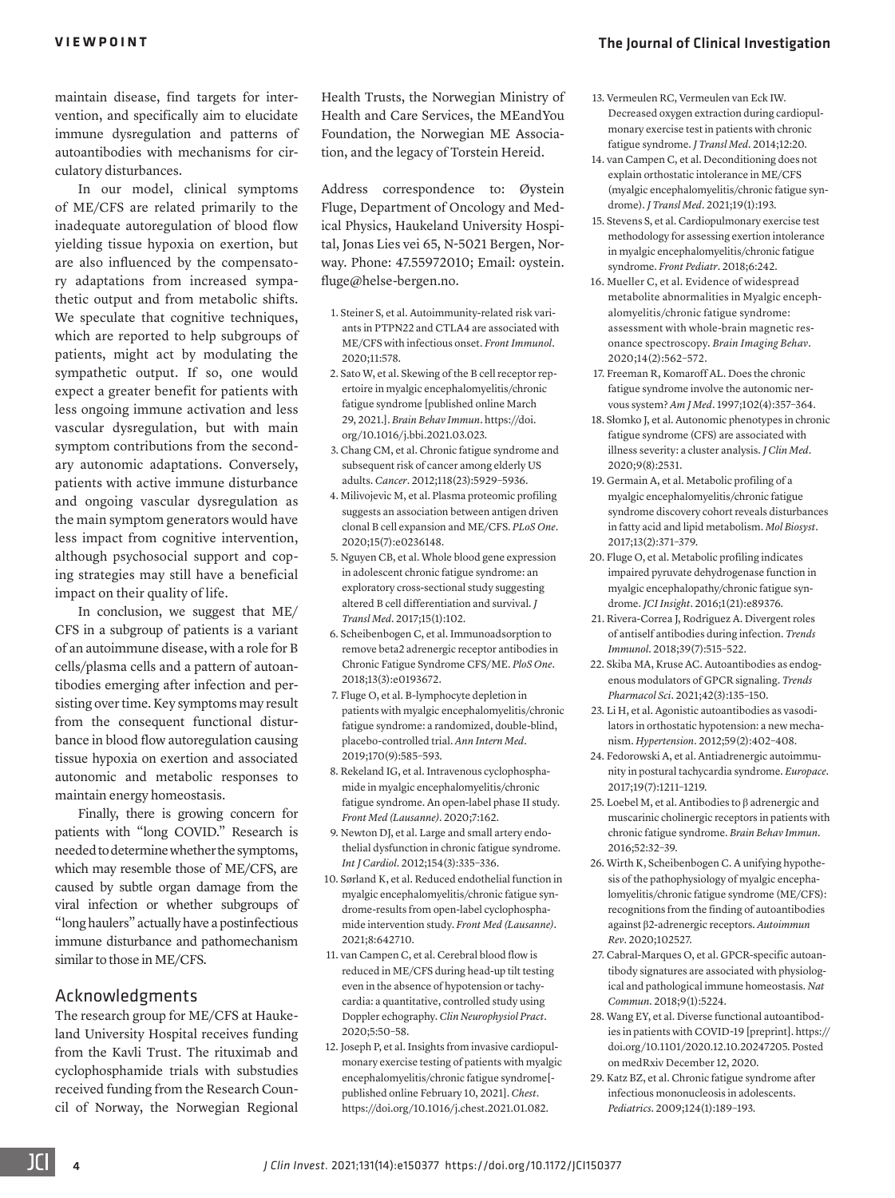maintain disease, find targets for intervention, and specifically aim to elucidate immune dysregulation and patterns of autoantibodies with mechanisms for circulatory disturbances.

In our model, clinical symptoms of ME/CFS are related primarily to the inadequate autoregulation of blood flow yielding tissue hypoxia on exertion, but are also influenced by the compensatory adaptations from increased sympathetic output and from metabolic shifts. We speculate that cognitive techniques, which are reported to help subgroups of patients, might act by modulating the sympathetic output. If so, one would expect a greater benefit for patients with less ongoing immune activation and less vascular dysregulation, but with main symptom contributions from the secondary autonomic adaptations. Conversely, patients with active immune disturbance and ongoing vascular dysregulation as the main symptom generators would have less impact from cognitive intervention, although psychosocial support and coping strategies may still have a beneficial impact on their quality of life.

In conclusion, we suggest that ME/CFS in a subgroup of patients is a variant of an autoimmune disease, with a role for B cells/plasma cells and a pattern of autoantibodies emerging after infection and persisting over time. Key symptoms may result from the consequent functional disturbance in blood flow autoregulation causing tissue hypoxia on exertion and associated autonomic and metabolic responses to maintain energy homeostasis.

Finally, there is growing concern for patients with "long COVID." Research is needed to determine whether the symptoms, which may resemble those of ME/CFS, are caused by subtle organ damage from the viral infection or whether subgroups of "long haulers" actually have a postinfectious immune disturbance and pathomechanism similar to those in ME/CFS.

## Acknowledgments

The research group for ME/CFS at Haukeland University Hospital receives funding from the Kavli Trust. The rituximab and cyclophosphamide trials with substudies received funding from the Research Council of Norway, the Norwegian Regional Health Trusts, the Norwegian Ministry of Health and Care Services, the MEandYou Foundation, the Norwegian ME Association, and the legacy of Torstein Hereid.

Address correspondence to: Øystein Fluge, Department of Oncology and Medical Physics, Haukeland University Hospital, Jonas Lies vei 65, N-5021 Bergen, Norway. Phone: 47.55972010; Email: oystein.fluge@helse-bergen.no.

1. Steiner S, et al. Autoimmunity-related risk variants in PTPN22 and CTLA4 are associated with ME/CFS with infectious onset. *Front Immunol*. 2020;11:578.
2. Sato W, et al. Skewing of the B cell receptor repertoire in myalgic encephalomyelitis/chronic fatigue syndrome [published online March 29, 2021.]. *Brain Behav Immun*. https://doi.org/10.1016/j.bbi.2021.03.023.
3. Chang CM, et al. Chronic fatigue syndrome and subsequent risk of cancer among elderly US adults. *Cancer*. 2012;118(23):5929–5936.
4. Milivojevic M, et al. Plasma proteomic profiling suggests an association between antigen driven clonal B cell expansion and ME/CFS. *PLoS One*. 2020;15(7):e0236148.
5. Nguyen CB, et al. Whole blood gene expression in adolescent chronic fatigue syndrome: an exploratory cross-sectional study suggesting altered B cell differentiation and survival. *J Transl Med*. 2017;15(1):102.
6. Scheibenbogen C, et al. Immunoadsorption to remove beta2 adrenergic receptor antibodies in Chronic Fatigue Syndrome CFS/ME. *PloS One*. 2018;13(3):e0193672.
7. Fluge O, et al. B-lymphocyte depletion in patients with myalgic encephalomyelitis/chronic fatigue syndrome: a randomized, double-blind, placebo-controlled trial. *Ann Intern Med*. 2019;170(9):585–593.
8. Rekeland IG, et al. Intravenous cyclophosphamide in myalgic encephalomyelitis/chronic fatigue syndrome. An open-label phase II study. *Front Med (Lausanne)*. 2020;7:162.
9. Newton DJ, et al. Large and small artery endothelial dysfunction in chronic fatigue syndrome. *Int J Cardiol*. 2012;154(3):335–336.
10. Sørland K, et al. Reduced endothelial function in myalgic encephalomyelitis/chronic fatigue syndrome-results from open-label cyclophosphamide intervention study. *Front Med (Lausanne)*. 2021;8:642710.
11. van Campen C, et al. Cerebral blood flow is reduced in ME/CFS during head-up tilt testing even in the absence of hypotension or tachycardia: a quantitative, controlled study using Doppler echography. *Clin Neurophysiol Pract*. 2020;5:50–58.
12. Joseph P, et al. Insights from invasive cardiopulmonary exercise testing of patients with myalgic encephalomyelitis/chronic fatigue syndrome[published online February 10, 2021]. *Chest*. https://doi.org/10.1016/j.chest.2021.01.082.
13. Vermeulen RC, Vermeulen van Eck IW. Decreased oxygen extraction during cardiopulmonary exercise test in patients with chronic fatigue syndrome. *J Transl Med*. 2014;12:20.
14. van Campen C, et al. Deconditioning does not explain orthostatic intolerance in ME/CFS (myalgic encephalomyelitis/chronic fatigue syndrome). *J Transl Med*. 2021;19(1):193.
15. Stevens S, et al. Cardiopulmonary exercise test methodology for assessing exertion intolerance in myalgic encephalomyelitis/chronic fatigue syndrome. *Front Pediatr*. 2018;6:242.
16. Mueller C, et al. Evidence of widespread metabolite abnormalities in Myalgic encephalomyelitis/chronic fatigue syndrome: assessment with whole-brain magnetic resonance spectroscopy. *Brain Imaging Behav*. 2020;14(2):562–572.
17. Freeman R, Komaroff AL. Does the chronic fatigue syndrome involve the autonomic nervous system? *Am J Med*. 1997;102(4):357–364.
18. Słomko J, et al. Autonomic phenotypes in chronic fatigue syndrome (CFS) are associated with illness severity: a cluster analysis. *J Clin Med*. 2020;9(8):2531.
19. Germain A, et al. Metabolic profiling of a myalgic encephalomyelitis/chronic fatigue syndrome discovery cohort reveals disturbances in fatty acid and lipid metabolism. *Mol Biosyst*. 2017;13(2):371–379.
20. Fluge O, et al. Metabolic profiling indicates impaired pyruvate dehydrogenase function in myalgic encephalopathy/chronic fatigue syndrome. *JCI Insight*. 2016;1(21):e89376.
21. Rivera-Correa J, Rodriguez A. Divergent roles of antiself antibodies during infection. *Trends Immunol*. 2018;39(7):515–522.
22. Skiba MA, Kruse AC. Autoantibodies as endogenous modulators of GPCR signaling. *Trends Pharmacol Sci*. 2021;42(3):135–150.
23. Li H, et al. Agonistic autoantibodies as vasodilators in orthostatic hypotension: a new mechanism. *Hypertension*. 2012;59(2):402–408.
24. Fedorowski A, et al. Antiadrenergic autoimmunity in postural tachycardia syndrome. *Europace*. 2017;19(7):1211–1219.
25. Loebel M, et al. Antibodies to β adrenergic and muscarinic cholinergic receptors in patients with chronic fatigue syndrome. *Brain Behav Immun*. 2016;52:32–39.
26. Wirth K, Scheibenbogen C. A unifying hypothesis of the pathophysiology of myalgic encephalomyelitis/chronic fatigue syndrome (ME/CFS): recognitions from the finding of autoantibodies against β2-adrenergic receptors. *Autoimmun Rev*. 2020;102527.
27. Cabral-Marques O, et al. GPCR-specific autoantibody signatures are associated with physiological and pathological immune homeostasis. *Nat Commun*. 2018;9(1):5224.
28. Wang EY, et al. Diverse functional autoantibodies in patients with COVID-19 [preprint]. https://doi.org/10.1101/2020.12.10.20247205. Posted on medRxiv December 12, 2020.
29. Katz BZ, et al. Chronic fatigue syndrome after infectious mononucleosis in adolescents. *Pediatrics*. 2009;124(1):189–193.